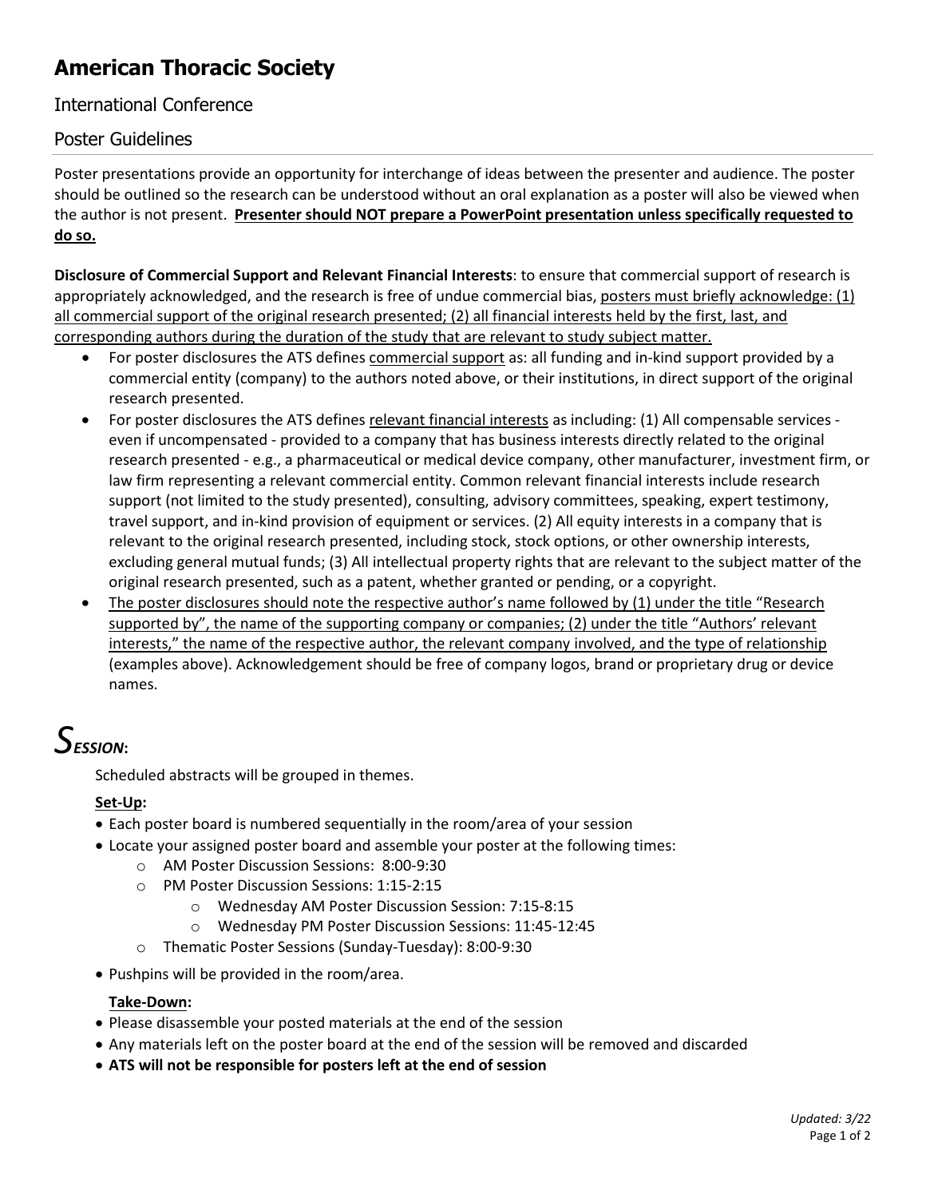# American Thoracic Society

## International Conference

## Poster Guidelines

Poster presentations provide an opportunity for interchange of ideas between the presenter and audience. The poster should be outlined so the research can be understood without an oral explanation as a poster will also be viewed when the author is not present. **Presenter should NOT prepare a PowerPoint presentation unless specifically requested to do so.**

**Disclosure of Commercial Support and Relevant Financial Interests**: to ensure that commercial support of research is appropriately acknowledged, and the research is free of undue commercial bias, posters must briefly acknowledge: (1) all commercial support of the original research presented; (2) all financial interests held by the first, last, and corresponding authors during the duration of the study that are relevant to study subject matter.

- For poster disclosures the ATS defines commercial support as: all funding and in-kind support provided by a commercial entity (company) to the authors noted above, or their institutions, in direct support of the original research presented.
- For poster disclosures the ATS defines relevant financial interests as including: (1) All compensable services - even if uncompensated - provided to a company that has business interests directly related to the original research presented - e.g., a pharmaceutical or medical device company, other manufacturer, investment firm, or law firm representing a relevant commercial entity. Common relevant financial interests include research support (not limited to the study presented), consulting, advisory committees, speaking, expert testimony, travel support, and in-kind provision of equipment or services. (2) All equity interests in a company that is relevant to the original research presented, including stock, stock options, or other ownership interests, excluding general mutual funds; (3) All intellectual property rights that are relevant to the subject matter of the original research presented, such as a patent, whether granted or pending, or a copyright.
- The poster disclosures should note the respective author's name followed by (1) under the title "Research supported by", the name of the supporting company or companies; (2) under the title "Authors' relevant interests," the name of the respective author, the relevant company involved, and the type of relationship (examples above). Acknowledgement should be free of company logos, brand or proprietary drug or device names.

# *SESSION*:

Scheduled abstracts will be grouped in themes.

**Set-Up:**

- Each poster board is numbered sequentially in the room/area of your session
- Locate your assigned poster board and assemble your poster at the following times:
  - AM Poster Discussion Sessions: 8:00-9:30
  - PM Poster Discussion Sessions: 1:15-2:15
    - Wednesday AM Poster Discussion Session: 7:15-8:15
    - Wednesday PM Poster Discussion Sessions: 11:45-12:45
  - Thematic Poster Sessions (Sunday-Tuesday): 8:00-9:30
- Pushpins will be provided in the room/area.

**Take-Down:**

- Please disassemble your posted materials at the end of the session
- Any materials left on the poster board at the end of the session will be removed and discarded
- **ATS will not be responsible for posters left at the end of session**

*Updated: 3/22*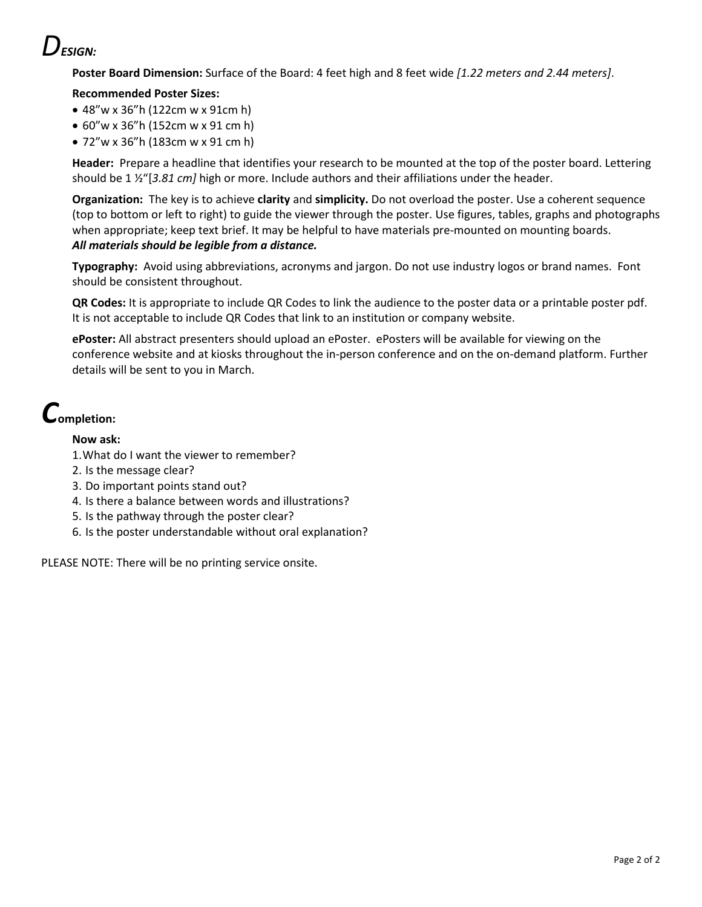# *D<sub>ESIGN</sub>:*

**Poster Board Dimension:** Surface of the Board: 4 feet high and 8 feet wide *[1.22 meters and 2.44 meters]*.

**Recommended Poster Sizes:**

- 48"w x 36"h (122cm w x 91cm h)
- 60"w x 36"h (152cm w x 91 cm h)
- 72"w x 36"h (183cm w x 91 cm h)

**Header:** Prepare a headline that identifies your research to be mounted at the top of the poster board. Lettering should be 1 ½"[*3.81 cm]* high or more. Include authors and their affiliations under the header.

**Organization:** The key is to achieve **clarity** and **simplicity.** Do not overload the poster. Use a coherent sequence (top to bottom or left to right) to guide the viewer through the poster. Use figures, tables, graphs and photographs when appropriate; keep text brief. It may be helpful to have materials pre-mounted on mounting boards.
***All materials should be legible from a distance.***

**Typography:** Avoid using abbreviations, acronyms and jargon. Do not use industry logos or brand names. Font should be consistent throughout.

**QR Codes:** It is appropriate to include QR Codes to link the audience to the poster data or a printable poster pdf. It is not acceptable to include QR Codes that link to an institution or company website.

**ePoster:** All abstract presenters should upload an ePoster. ePosters will be available for viewing on the conference website and at kiosks throughout the in-person conference and on the on-demand platform. Further details will be sent to you in March.

# ***C*ompletion:**

**Now ask:**

1. What do I want the viewer to remember?
2. Is the message clear?
3. Do important points stand out?
4. Is there a balance between words and illustrations?
5. Is the pathway through the poster clear?
6. Is the poster understandable without oral explanation?

PLEASE NOTE: There will be no printing service onsite.